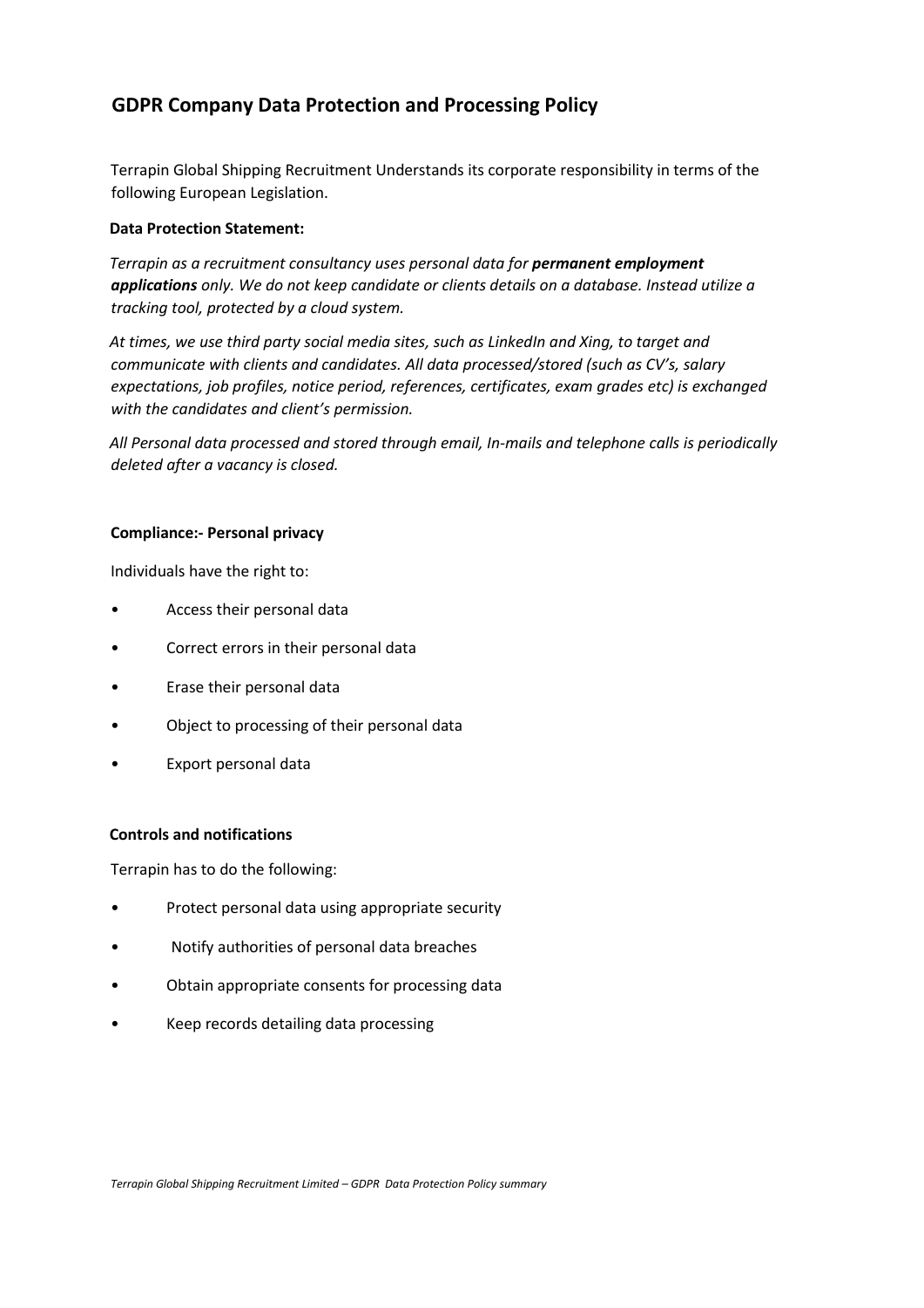# GDPR Company Data Protection and Processing Policy

Terrapin Global Shipping Recruitment Understands its corporate responsibility in terms of the following European Legislation.

**Data Protection Statement:**

*Terrapin as a recruitment consultancy uses personal data for* ***permanent employment applications*** *only. We do not keep candidate or clients details on a database. Instead utilize a tracking tool, protected by a cloud system.*

*At times, we use third party social media sites, such as LinkedIn and Xing, to target and communicate with clients and candidates. All data processed/stored (such as CV's, salary expectations, job profiles, notice period, references, certificates, exam grades etc) is exchanged with the candidates and client's permission.*

*All Personal data processed and stored through email, In-mails and telephone calls is periodically deleted after a vacancy is closed.*

**Compliance:- Personal privacy**

Individuals have the right to:

- Access their personal data
- Correct errors in their personal data
- Erase their personal data
- Object to processing of their personal data
- Export personal data

**Controls and notifications**

Terrapin has to do the following:

- Protect personal data using appropriate security
- Notify authorities of personal data breaches
- Obtain appropriate consents for processing data
- Keep records detailing data processing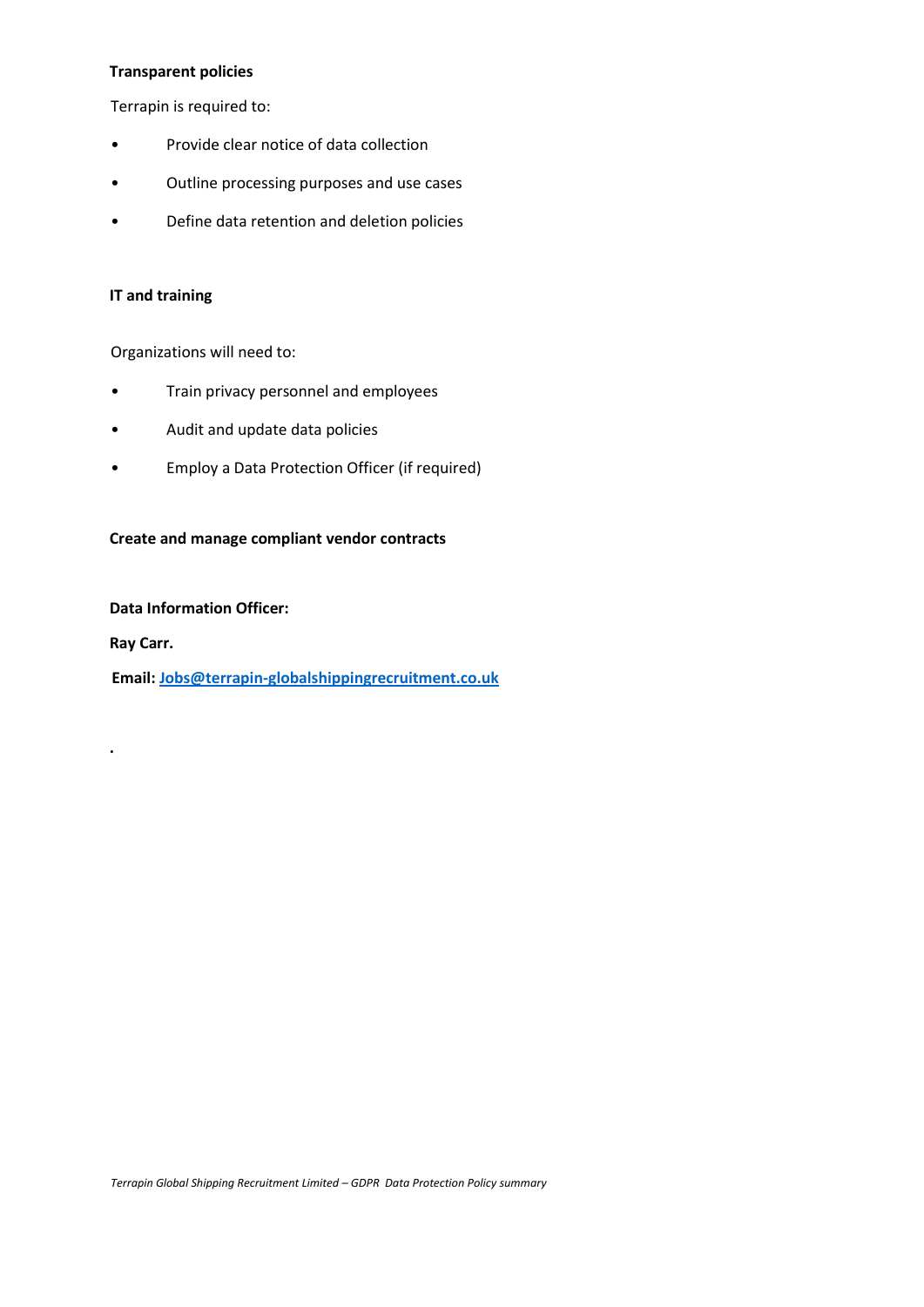**Transparent policies**

Terrapin is required to:

- Provide clear notice of data collection
- Outline processing purposes and use cases
- Define data retention and deletion policies

**IT and training**

Organizations will need to:

- Train privacy personnel and employees
- Audit and update data policies
- Employ a Data Protection Officer (if required)

**Create and manage compliant vendor contracts**

**Data Information Officer:**

**Ray Carr.**

**Email:** **Jobs@terrapin-globalshippingrecruitment.co.uk**

.